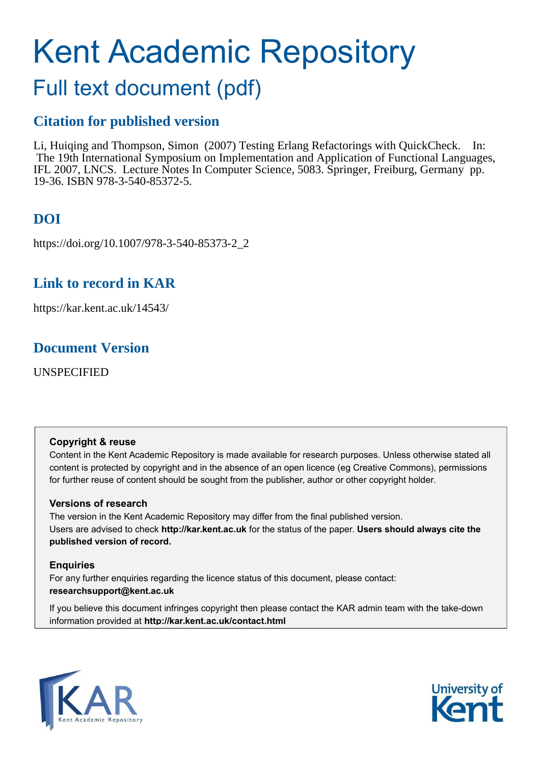# Kent Academic Repository

## Full text document (pdf)

### Citation for published version

Li, Huiqing and Thompson, Simon (2007) Testing Erlang Refactorings with QuickCheck. In: The 19th International Symposium on Implementation and Application of Functional Languages, IFL 2007, LNCS. Lecture Notes In Computer Science, 5083. Springer, Freiburg, Germany pp. 19-36. ISBN 978-3-540-85372-5.

### DOI

https://doi.org/10.1007/978-3-540-85373-2_2

### Link to record in KAR

https://kar.kent.ac.uk/14543/

### Document Version

UNSPECIFIED

**Copyright & reuse**

Content in the Kent Academic Repository is made available for research purposes. Unless otherwise stated all content is protected by copyright and in the absence of an open licence (eg Creative Commons), permissions for further reuse of content should be sought from the publisher, author or other copyright holder.

**Versions of research**

The version in the Kent Academic Repository may differ from the final published version. Users are advised to check **http://kar.kent.ac.uk** for the status of the paper. **Users should always cite the published version of record.**

**Enquiries**

For any further enquiries regarding the licence status of this document, please contact: **researchsupport@kent.ac.uk**

If you believe this document infringes copyright then please contact the KAR admin team with the take-down information provided at **http://kar.kent.ac.uk/contact.html**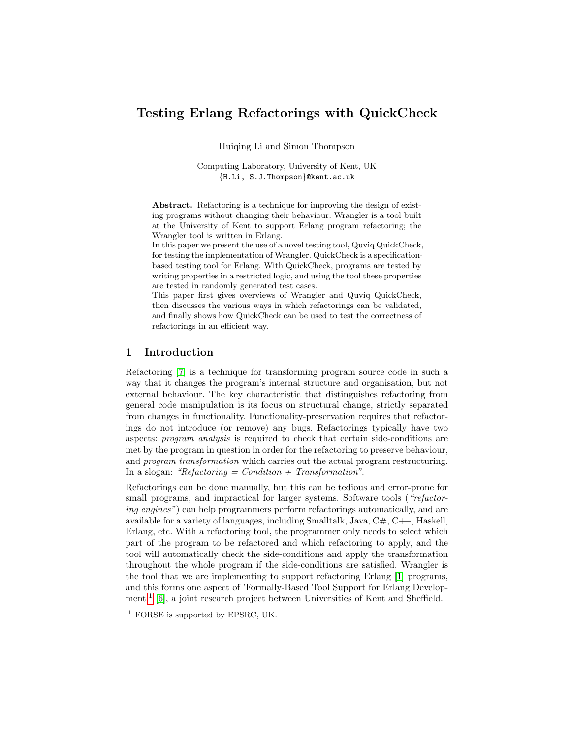# Testing Erlang Refactorings with QuickCheck

Huiqing Li and Simon Thompson

Computing Laboratory, University of Kent, UK
{H.Li, S.J.Thompson}@kent.ac.uk

**Abstract.** Refactoring is a technique for improving the design of existing programs without changing their behaviour. Wrangler is a tool built at the University of Kent to support Erlang program refactoring; the Wrangler tool is written in Erlang.
In this paper we present the use of a novel testing tool, Quviq QuickCheck, for testing the implementation of Wrangler. QuickCheck is a specification-based testing tool for Erlang. With QuickCheck, programs are tested by writing properties in a restricted logic, and using the tool these properties are tested in randomly generated test cases.
This paper first gives overviews of Wrangler and Quviq QuickCheck, then discusses the various ways in which refactorings can be validated, and finally shows how QuickCheck can be used to test the correctness of refactorings in an efficient way.

## 1 Introduction

Refactoring [7] is a technique for transforming program source code in such a way that it changes the program's internal structure and organisation, but not external behaviour. The key characteristic that distinguishes refactoring from general code manipulation is its focus on structural change, strictly separated from changes in functionality. Functionality-preservation requires that refactorings do not introduce (or remove) any bugs. Refactorings typically have two aspects: *program analysis* is required to check that certain side-conditions are met by the program in question in order for the refactoring to preserve behaviour, and *program transformation* which carries out the actual program restructuring. In a slogan: *"Refactoring = Condition + Transformation"*.

Refactorings can be done manually, but this can be tedious and error-prone for small programs, and impractical for larger systems. Software tools (*"refactoring engines"*) can help programmers perform refactorings automatically, and are available for a variety of languages, including Smalltalk, Java, C#, C++, Haskell, Erlang, etc. With a refactoring tool, the programmer only needs to select which part of the program to be refactored and which refactoring to apply, and the tool will automatically check the side-conditions and apply the transformation throughout the whole program if the side-conditions are satisfied. Wrangler is the tool that we are implementing to support refactoring Erlang [1] programs, and this forms one aspect of 'Formally-Based Tool Support for Erlang Development'[1] [6], a joint research project between Universities of Kent and Sheffield.

[1] FORSE is supported by EPSRC, UK.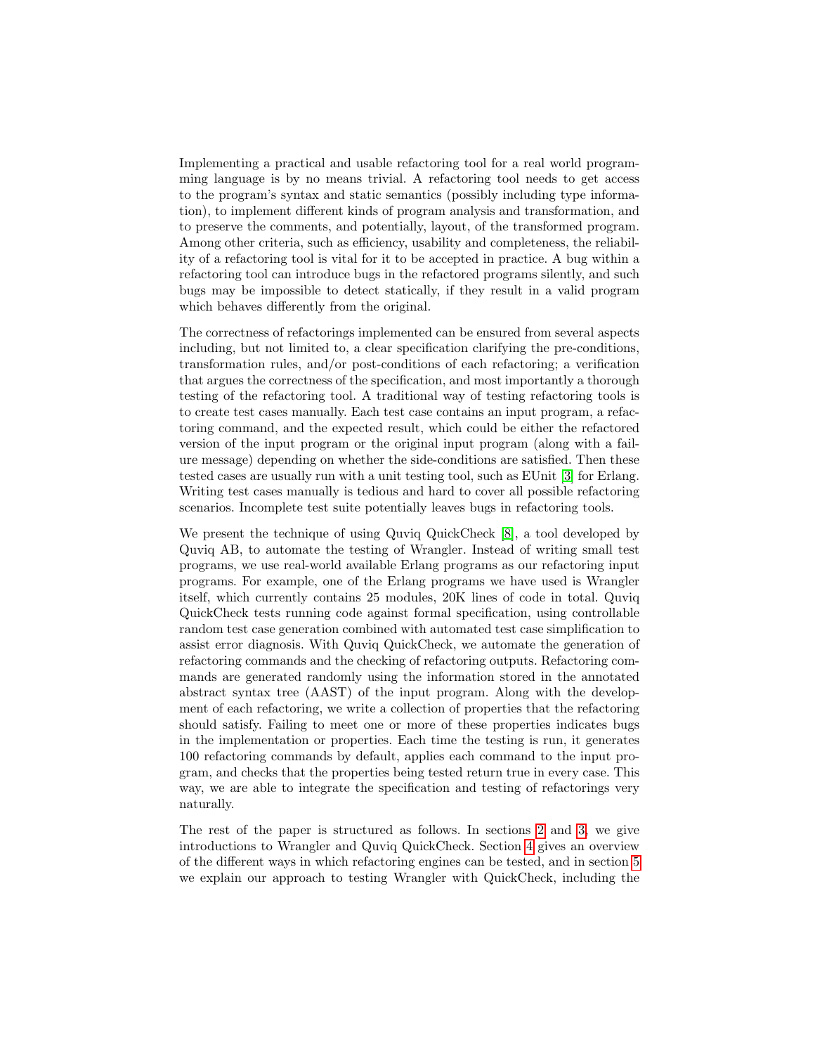Implementing a practical and usable refactoring tool for a real world programming language is by no means trivial. A refactoring tool needs to get access to the program's syntax and static semantics (possibly including type information), to implement different kinds of program analysis and transformation, and to preserve the comments, and potentially, layout, of the transformed program. Among other criteria, such as efficiency, usability and completeness, the reliability of a refactoring tool is vital for it to be accepted in practice. A bug within a refactoring tool can introduce bugs in the refactored programs silently, and such bugs may be impossible to detect statically, if they result in a valid program which behaves differently from the original.

The correctness of refactorings implemented can be ensured from several aspects including, but not limited to, a clear specification clarifying the pre-conditions, transformation rules, and/or post-conditions of each refactoring; a verification that argues the correctness of the specification, and most importantly a thorough testing of the refactoring tool. A traditional way of testing refactoring tools is to create test cases manually. Each test case contains an input program, a refactoring command, and the expected result, which could be either the refactored version of the input program or the original input program (along with a failure message) depending on whether the side-conditions are satisfied. Then these tested cases are usually run with a unit testing tool, such as EUnit [3] for Erlang. Writing test cases manually is tedious and hard to cover all possible refactoring scenarios. Incomplete test suite potentially leaves bugs in refactoring tools.

We present the technique of using Quviq QuickCheck [8], a tool developed by Quviq AB, to automate the testing of Wrangler. Instead of writing small test programs, we use real-world available Erlang programs as our refactoring input programs. For example, one of the Erlang programs we have used is Wrangler itself, which currently contains 25 modules, 20K lines of code in total. Quviq QuickCheck tests running code against formal specification, using controllable random test case generation combined with automated test case simplification to assist error diagnosis. With Quviq QuickCheck, we automate the generation of refactoring commands and the checking of refactoring outputs. Refactoring commands are generated randomly using the information stored in the annotated abstract syntax tree (AAST) of the input program. Along with the development of each refactoring, we write a collection of properties that the refactoring should satisfy. Failing to meet one or more of these properties indicates bugs in the implementation or properties. Each time the testing is run, it generates 100 refactoring commands by default, applies each command to the input program, and checks that the properties being tested return true in every case. This way, we are able to integrate the specification and testing of refactorings very naturally.

The rest of the paper is structured as follows. In sections 2 and 3, we give introductions to Wrangler and Quviq QuickCheck. Section 4 gives an overview of the different ways in which refactoring engines can be tested, and in section 5 we explain our approach to testing Wrangler with QuickCheck, including the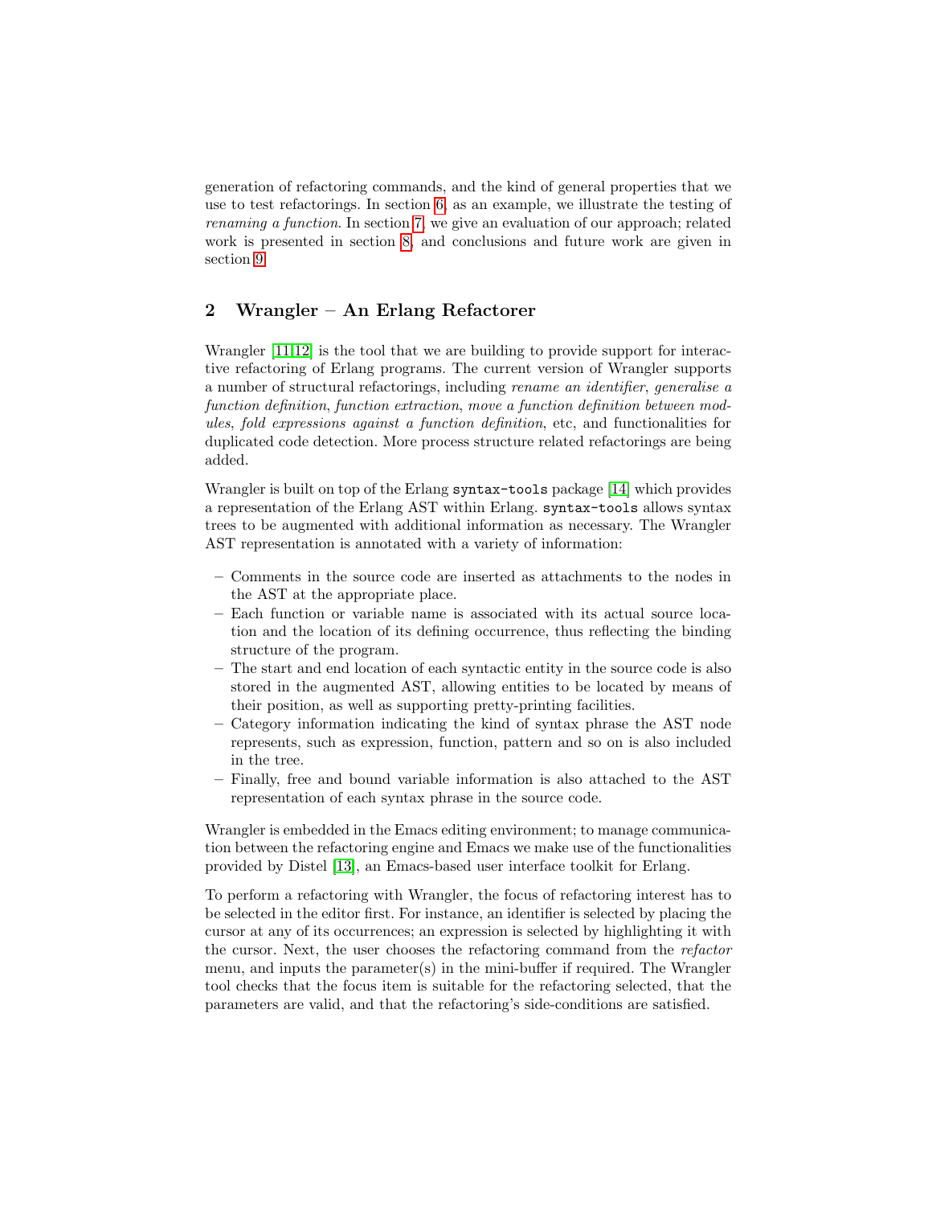generation of refactoring commands, and the kind of general properties that we use to test refactorings. In section 6, as an example, we illustrate the testing of *renaming a function*. In section 7, we give an evaluation of our approach; related work is presented in section 8, and conclusions and future work are given in section 9.

## 2 Wrangler – An Erlang Refactorer

Wrangler [11,12] is the tool that we are building to provide support for interactive refactoring of Erlang programs. The current version of Wrangler supports a number of structural refactorings, including *rename an identifier*, *generalise a function definition*, *function extraction*, *move a function definition between modules*, *fold expressions against a function definition*, etc, and functionalities for duplicated code detection. More process structure related refactorings are being added.

Wrangler is built on top of the Erlang `syntax-tools` package [14] which provides a representation of the Erlang AST within Erlang. `syntax-tools` allows syntax trees to be augmented with additional information as necessary. The Wrangler AST representation is annotated with a variety of information:

- Comments in the source code are inserted as attachments to the nodes in the AST at the appropriate place.
- Each function or variable name is associated with its actual source location and the location of its defining occurrence, thus reflecting the binding structure of the program.
- The start and end location of each syntactic entity in the source code is also stored in the augmented AST, allowing entities to be located by means of their position, as well as supporting pretty-printing facilities.
- Category information indicating the kind of syntax phrase the AST node represents, such as expression, function, pattern and so on is also included in the tree.
- Finally, free and bound variable information is also attached to the AST representation of each syntax phrase in the source code.

Wrangler is embedded in the Emacs editing environment; to manage communication between the refactoring engine and Emacs we make use of the functionalities provided by Distel [13], an Emacs-based user interface toolkit for Erlang.

To perform a refactoring with Wrangler, the focus of refactoring interest has to be selected in the editor first. For instance, an identifier is selected by placing the cursor at any of its occurrences; an expression is selected by highlighting it with the cursor. Next, the user chooses the refactoring command from the *refactor* menu, and inputs the parameter(s) in the mini-buffer if required. The Wrangler tool checks that the focus item is suitable for the refactoring selected, that the parameters are valid, and that the refactoring's side-conditions are satisfied.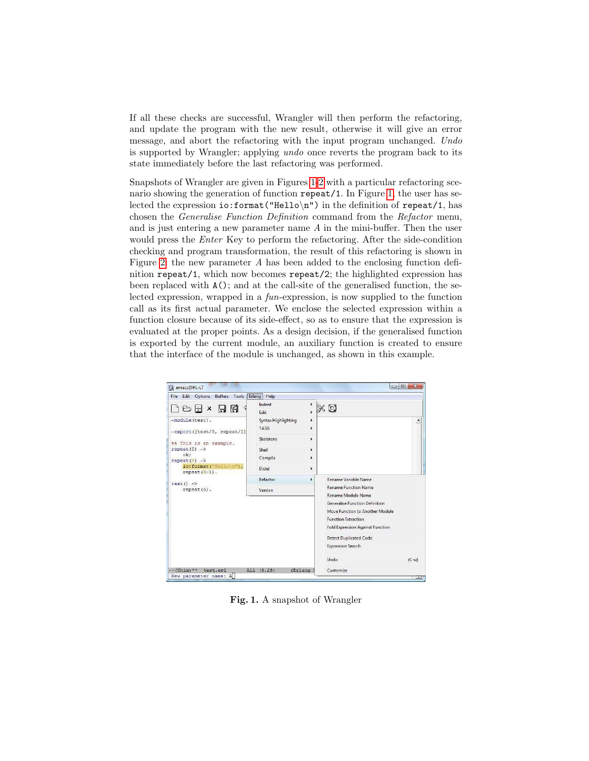If all these checks are successful, Wrangler will then perform the refactoring, and update the program with the new result, otherwise it will give an error message, and abort the refactoring with the input program unchanged. *Undo* is supported by Wrangler; applying *undo* once reverts the program back to its state immediately before the last refactoring was performed.

Snapshots of Wrangler are given in Figures 1-2 with a particular refactoring scenario showing the generation of function `repeat/1`. In Figure 1, the user has selected the expression `io:format("Hello\n")` in the definition of `repeat/1`, has chosen the *Generalise Function Definition* command from the *Refactor* menu, and is just entering a new parameter name *A* in the mini-buffer. Then the user would press the *Enter* Key to perform the refactoring. After the side-condition checking and program transformation, the result of this refactoring is shown in Figure 2: the new parameter *A* has been added to the enclosing function definition `repeat/1`, which now becomes `repeat/2`; the highlighted expression has been replaced with `A()`; and at the call-site of the generalised function, the selected expression, wrapped in a *fun*-expression, is now supplied to the function call as its first actual parameter. We enclose the selected expression within a function closure because of its side-effect, so as to ensure that the expression is evaluated at the proper points. As a design decision, if the generalised function is exported by the current module, an auxiliary function is created to ensure that the interface of the module is unchanged, as shown in this example.

**Fig. 1.** A snapshot of Wrangler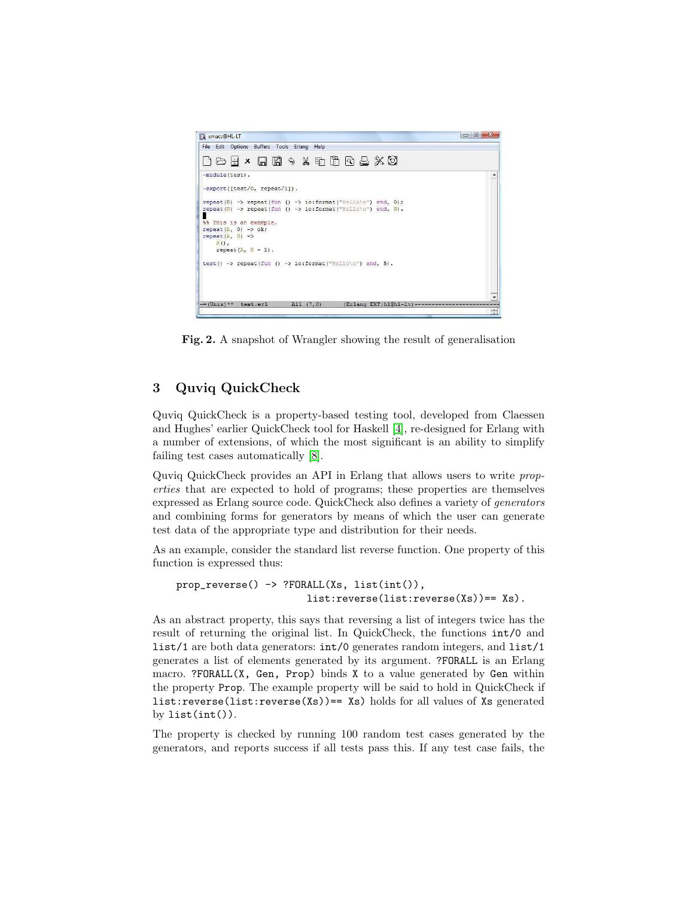Fig. 2. A snapshot of Wrangler showing the result of generalisation

## 3 Quviq QuickCheck

Quviq QuickCheck is a property-based testing tool, developed from Claessen and Hughes' earlier QuickCheck tool for Haskell [4], re-designed for Erlang with a number of extensions, of which the most significant is an ability to simplify failing test cases automatically [8].

Quviq QuickCheck provides an API in Erlang that allows users to write *properties* that are expected to hold of programs; these properties are themselves expressed as Erlang source code. QuickCheck also defines a variety of *generators* and combining forms for generators by means of which the user can generate test data of the appropriate type and distribution for their needs.

As an example, consider the standard list reverse function. One property of this function is expressed thus:

```
prop_reverse() -> ?FORALL(Xs, list(int()),
                        list:reverse(list:reverse(Xs))== Xs).
```

As an abstract property, this says that reversing a list of integers twice has the result of returning the original list. In QuickCheck, the functions `int/0` and `list/1` are both data generators: `int/0` generates random integers, and `list/1` generates a list of elements generated by its argument. `?FORALL` is an Erlang macro. `?FORALL(X, Gen, Prop)` binds `X` to a value generated by `Gen` within the property `Prop`. The example property will be said to hold in QuickCheck if `list:reverse(list:reverse(Xs))== Xs)` holds for all values of `Xs` generated by `list(int())`.

The property is checked by running 100 random test cases generated by the generators, and reports success if all tests pass this. If any test case fails, the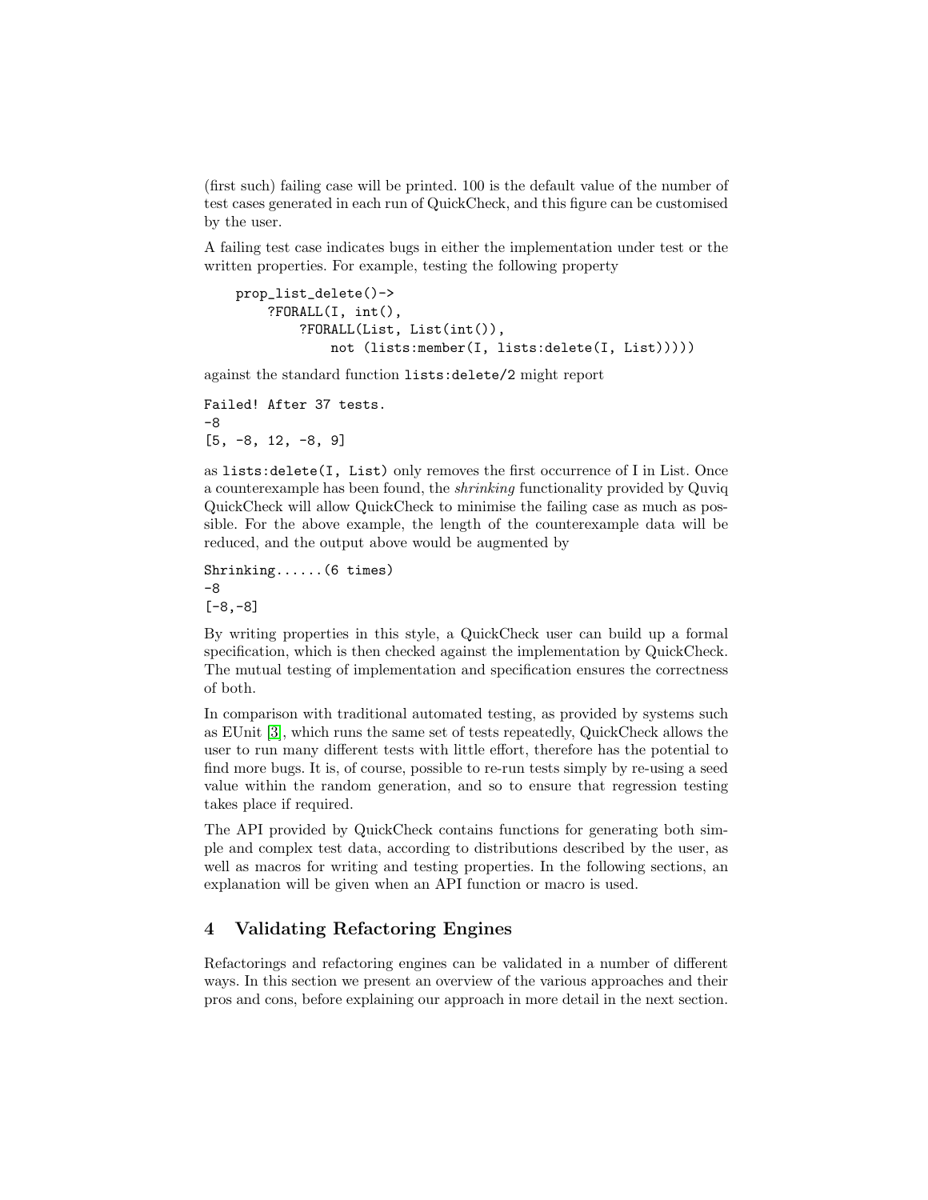(first such) failing case will be printed. 100 is the default value of the number of test cases generated in each run of QuickCheck, and this figure can be customised by the user.

A failing test case indicates bugs in either the implementation under test or the written properties. For example, testing the following property

```
prop_list_delete()->
    ?FORALL(I, int(),
        ?FORALL(List, List(int()),
            not (lists:member(I, lists:delete(I, List))))
```

against the standard function `lists:delete/2` might report

```
Failed! After 37 tests.
-8
[5, -8, 12, -8, 9]
```

as `lists:delete(I, List)` only removes the first occurrence of I in List. Once a counterexample has been found, the *shrinking* functionality provided by Quviq QuickCheck will allow QuickCheck to minimise the failing case as much as possible. For the above example, the length of the counterexample data will be reduced, and the output above would be augmented by

```
Shrinking......(6 times)
-8
[-8,-8]
```

By writing properties in this style, a QuickCheck user can build up a formal specification, which is then checked against the implementation by QuickCheck. The mutual testing of implementation and specification ensures the correctness of both.

In comparison with traditional automated testing, as provided by systems such as EUnit [3], which runs the same set of tests repeatedly, QuickCheck allows the user to run many different tests with little effort, therefore has the potential to find more bugs. It is, of course, possible to re-run tests simply by re-using a seed value within the random generation, and so to ensure that regression testing takes place if required.

The API provided by QuickCheck contains functions for generating both simple and complex test data, according to distributions described by the user, as well as macros for writing and testing properties. In the following sections, an explanation will be given when an API function or macro is used.

## 4 Validating Refactoring Engines

Refactorings and refactoring engines can be validated in a number of different ways. In this section we present an overview of the various approaches and their pros and cons, before explaining our approach in more detail in the next section.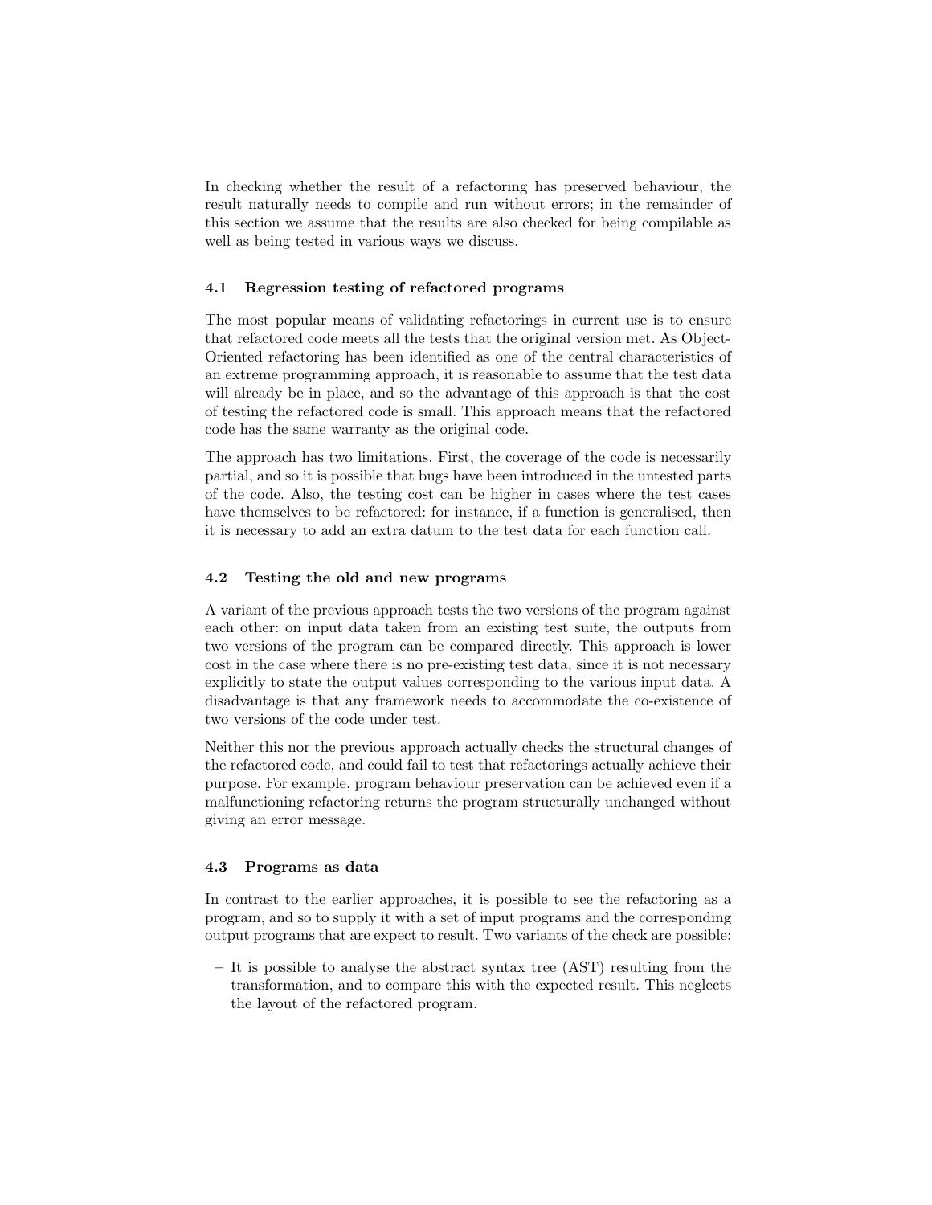In checking whether the result of a refactoring has preserved behaviour, the result naturally needs to compile and run without errors; in the remainder of this section we assume that the results are also checked for being compilable as well as being tested in various ways we discuss.

### 4.1 Regression testing of refactored programs

The most popular means of validating refactorings in current use is to ensure that refactored code meets all the tests that the original version met. As Object-Oriented refactoring has been identified as one of the central characteristics of an extreme programming approach, it is reasonable to assume that the test data will already be in place, and so the advantage of this approach is that the cost of testing the refactored code is small. This approach means that the refactored code has the same warranty as the original code.

The approach has two limitations. First, the coverage of the code is necessarily partial, and so it is possible that bugs have been introduced in the untested parts of the code. Also, the testing cost can be higher in cases where the test cases have themselves to be refactored: for instance, if a function is generalised, then it is necessary to add an extra datum to the test data for each function call.

### 4.2 Testing the old and new programs

A variant of the previous approach tests the two versions of the program against each other: on input data taken from an existing test suite, the outputs from two versions of the program can be compared directly. This approach is lower cost in the case where there is no pre-existing test data, since it is not necessary explicitly to state the output values corresponding to the various input data. A disadvantage is that any framework needs to accommodate the co-existence of two versions of the code under test.

Neither this nor the previous approach actually checks the structural changes of the refactored code, and could fail to test that refactorings actually achieve their purpose. For example, program behaviour preservation can be achieved even if a malfunctioning refactoring returns the program structurally unchanged without giving an error message.

### 4.3 Programs as data

In contrast to the earlier approaches, it is possible to see the refactoring as a program, and so to supply it with a set of input programs and the corresponding output programs that are expect to result. Two variants of the check are possible:

- It is possible to analyse the abstract syntax tree (AST) resulting from the transformation, and to compare this with the expected result. This neglects the layout of the refactored program.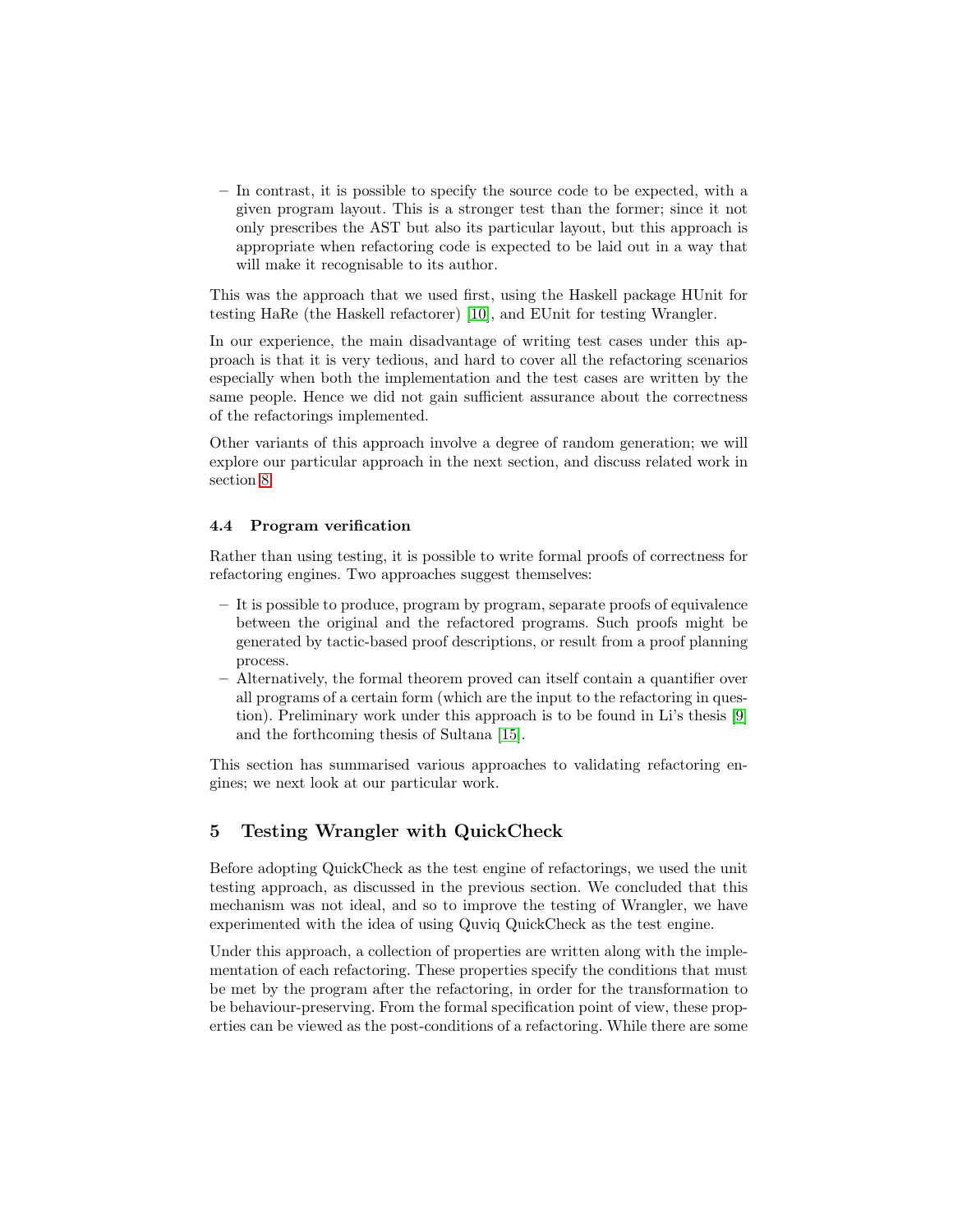- In contrast, it is possible to specify the source code to be expected, with a given program layout. This is a stronger test than the former; since it not only prescribes the AST but also its particular layout, but this approach is appropriate when refactoring code is expected to be laid out in a way that will make it recognisable to its author.

This was the approach that we used first, using the Haskell package HUnit for testing HaRe (the Haskell refactorer) [10], and EUnit for testing Wrangler.

In our experience, the main disadvantage of writing test cases under this approach is that it is very tedious, and hard to cover all the refactoring scenarios especially when both the implementation and the test cases are written by the same people. Hence we did not gain sufficient assurance about the correctness of the refactorings implemented.

Other variants of this approach involve a degree of random generation; we will explore our particular approach in the next section, and discuss related work in section 8.

### 4.4 Program verification

Rather than using testing, it is possible to write formal proofs of correctness for refactoring engines. Two approaches suggest themselves:

- It is possible to produce, program by program, separate proofs of equivalence between the original and the refactored programs. Such proofs might be generated by tactic-based proof descriptions, or result from a proof planning process.
- Alternatively, the formal theorem proved can itself contain a quantifier over all programs of a certain form (which are the input to the refactoring in question). Preliminary work under this approach is to be found in Li's thesis [9] and the forthcoming thesis of Sultana [15].

This section has summarised various approaches to validating refactoring engines; we next look at our particular work.

## 5 Testing Wrangler with QuickCheck

Before adopting QuickCheck as the test engine of refactorings, we used the unit testing approach, as discussed in the previous section. We concluded that this mechanism was not ideal, and so to improve the testing of Wrangler, we have experimented with the idea of using Quviq QuickCheck as the test engine.

Under this approach, a collection of properties are written along with the implementation of each refactoring. These properties specify the conditions that must be met by the program after the refactoring, in order for the transformation to be behaviour-preserving. From the formal specification point of view, these properties can be viewed as the post-conditions of a refactoring. While there are some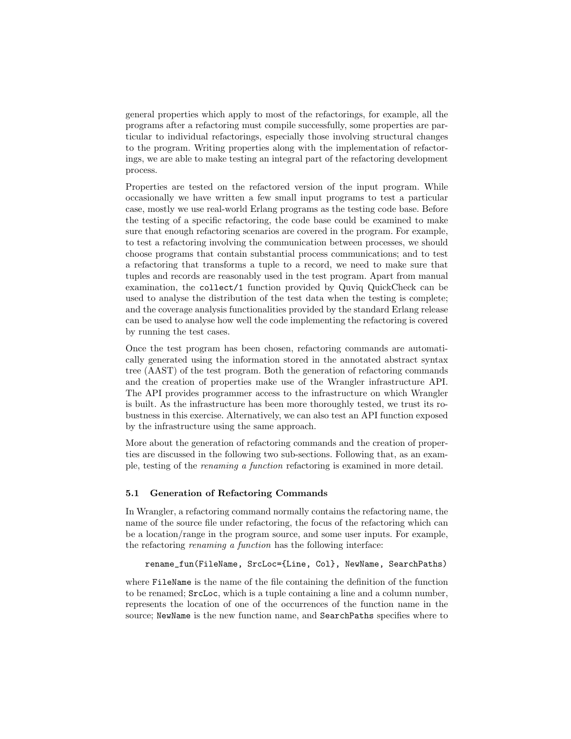general properties which apply to most of the refactorings, for example, all the programs after a refactoring must compile successfully, some properties are particular to individual refactorings, especially those involving structural changes to the program. Writing properties along with the implementation of refactorings, we are able to make testing an integral part of the refactoring development process.

Properties are tested on the refactored version of the input program. While occasionally we have written a few small input programs to test a particular case, mostly we use real-world Erlang programs as the testing code base. Before the testing of a specific refactoring, the code base could be examined to make sure that enough refactoring scenarios are covered in the program. For example, to test a refactoring involving the communication between processes, we should choose programs that contain substantial process communications; and to test a refactoring that transforms a tuple to a record, we need to make sure that tuples and records are reasonably used in the test program. Apart from manual examination, the `collect/1` function provided by Quviq QuickCheck can be used to analyse the distribution of the test data when the testing is complete; and the coverage analysis functionalities provided by the standard Erlang release can be used to analyse how well the code implementing the refactoring is covered by running the test cases.

Once the test program has been chosen, refactoring commands are automatically generated using the information stored in the annotated abstract syntax tree (AAST) of the test program. Both the generation of refactoring commands and the creation of properties make use of the Wrangler infrastructure API. The API provides programmer access to the infrastructure on which Wrangler is built. As the infrastructure has been more thoroughly tested, we trust its robustness in this exercise. Alternatively, we can also test an API function exposed by the infrastructure using the same approach.

More about the generation of refactoring commands and the creation of properties are discussed in the following two sub-sections. Following that, as an example, testing of the *renaming a function* refactoring is examined in more detail.

### 5.1 Generation of Refactoring Commands

In Wrangler, a refactoring command normally contains the refactoring name, the name of the source file under refactoring, the focus of the refactoring which can be a location/range in the program source, and some user inputs. For example, the refactoring *renaming a function* has the following interface:

```
rename_fun(FileName, SrcLoc={Line, Col}, NewName, SearchPaths)
```

where `FileName` is the name of the file containing the definition of the function to be renamed; `SrcLoc`, which is a tuple containing a line and a column number, represents the location of one of the occurrences of the function name in the source; `NewName` is the new function name, and `SearchPaths` specifies where to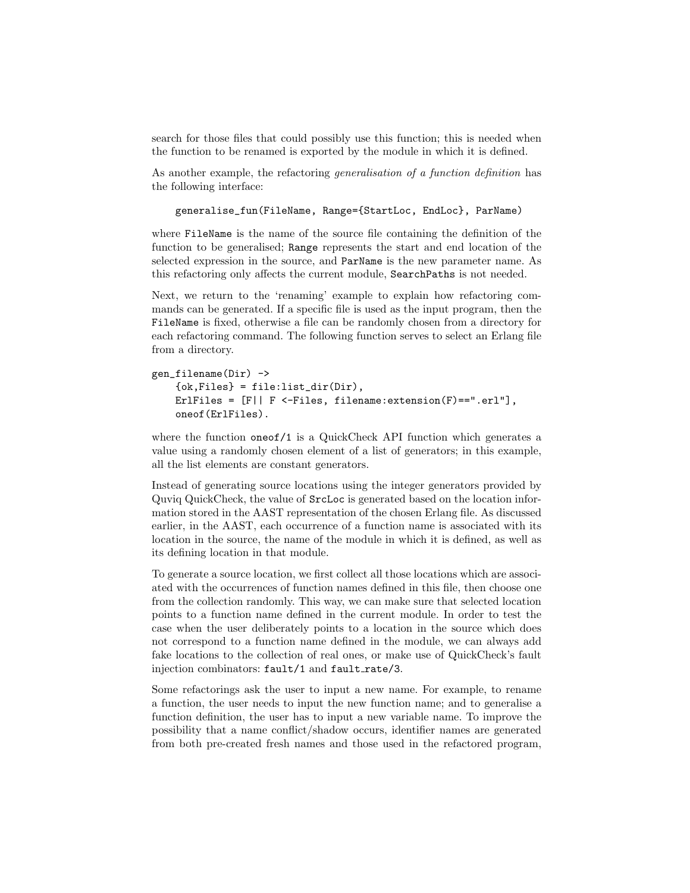search for those files that could possibly use this function; this is needed when the function to be renamed is exported by the module in which it is defined.

As another example, the refactoring *generalisation of a function definition* has the following interface:

```
generalise_fun(FileName, Range={StartLoc, EndLoc}, ParName)
```

where `FileName` is the name of the source file containing the definition of the function to be generalised; `Range` represents the start and end location of the selected expression in the source, and `ParName` is the new parameter name. As this refactoring only affects the current module, `SearchPaths` is not needed.

Next, we return to the 'renaming' example to explain how refactoring commands can be generated. If a specific file is used as the input program, then the `FileName` is fixed, otherwise a file can be randomly chosen from a directory for each refactoring command. The following function serves to select an Erlang file from a directory.

```
gen_filename(Dir) ->
    {ok,Files} = file:list_dir(Dir),
    ErlFiles = [F|| F <-Files, filename:extension(F)==".erl"],
    oneof(ErlFiles).
```

where the function `oneof/1` is a QuickCheck API function which generates a value using a randomly chosen element of a list of generators; in this example, all the list elements are constant generators.

Instead of generating source locations using the integer generators provided by Quviq QuickCheck, the value of `SrcLoc` is generated based on the location information stored in the AAST representation of the chosen Erlang file. As discussed earlier, in the AAST, each occurrence of a function name is associated with its location in the source, the name of the module in which it is defined, as well as its defining location in that module.

To generate a source location, we first collect all those locations which are associated with the occurrences of function names defined in this file, then choose one from the collection randomly. This way, we can make sure that selected location points to a function name defined in the current module. In order to test the case when the user deliberately points to a location in the source which does not correspond to a function name defined in the module, we can always add fake locations to the collection of real ones, or make use of QuickCheck's fault injection combinators: `fault/1` and `fault_rate/3`.

Some refactorings ask the user to input a new name. For example, to rename a function, the user needs to input the new function name; and to generalise a function definition, the user has to input a new variable name. To improve the possibility that a name conflict/shadow occurs, identifier names are generated from both pre-created fresh names and those used in the refactored program,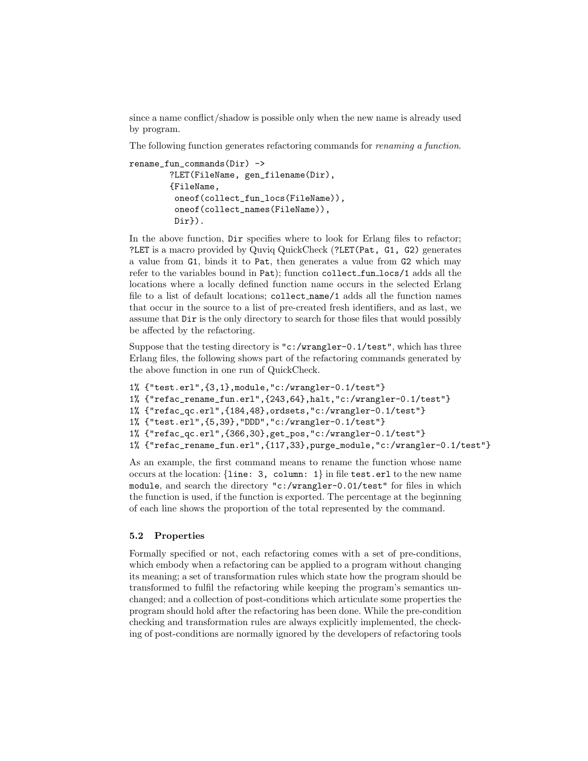since a name conflict/shadow is possible only when the new name is already used by program.

The following function generates refactoring commands for *renaming a function*.

```
rename_fun_commands(Dir) ->
        ?LET(FileName, gen_filename(Dir),
        {FileName,
         oneof(collect_fun_locs(FileName)),
         oneof(collect_names(FileName)),
         Dir}).
```

In the above function, `Dir` specifies where to look for Erlang files to refactor; `?LET` is a macro provided by Quviq QuickCheck (`?LET(Pat, G1, G2)` generates a value from `G1`, binds it to `Pat`, then generates a value from `G2` which may refer to the variables bound in `Pat`); function `collect_fun_locs/1` adds all the locations where a locally defined function name occurs in the selected Erlang file to a list of default locations; `collect_name/1` adds all the function names that occur in the source to a list of pre-created fresh identifiers, and as last, we assume that `Dir` is the only directory to search for those files that would possibly be affected by the refactoring.

Suppose that the testing directory is `"c:/wrangler-0.1/test"`, which has three Erlang files, the following shows part of the refactoring commands generated by the above function in one run of QuickCheck.

```
1% {"test.erl",{3,1},module,"c:/wrangler-0.1/test"}
1% {"refac_rename_fun.erl",{243,64},halt,"c:/wrangler-0.1/test"}
1% {"refac_qc.erl",{184,48},ordsets,"c:/wrangler-0.1/test"}
1% {"test.erl",{5,39},"DDD","c:/wrangler-0.1/test"}
1% {"refac_qc.erl",{366,30},get_pos,"c:/wrangler-0.1/test"}
1% {"refac_rename_fun.erl",{117,33},purge_module,"c:/wrangler-0.1/test"}
```

As an example, the first command means to rename the function whose name occurs at the location: {`line: 3, column: 1`} in file `test.erl` to the new name `module`, and search the directory `"c:/wrangler-0.01/test"` for files in which the function is used, if the function is exported. The percentage at the beginning of each line shows the proportion of the total represented by the command.

### 5.2 Properties

Formally specified or not, each refactoring comes with a set of pre-conditions, which embody when a refactoring can be applied to a program without changing its meaning; a set of transformation rules which state how the program should be transformed to fulfil the refactoring while keeping the program's semantics unchanged; and a collection of post-conditions which articulate some properties the program should hold after the refactoring has been done. While the pre-condition checking and transformation rules are always explicitly implemented, the checking of post-conditions are normally ignored by the developers of refactoring tools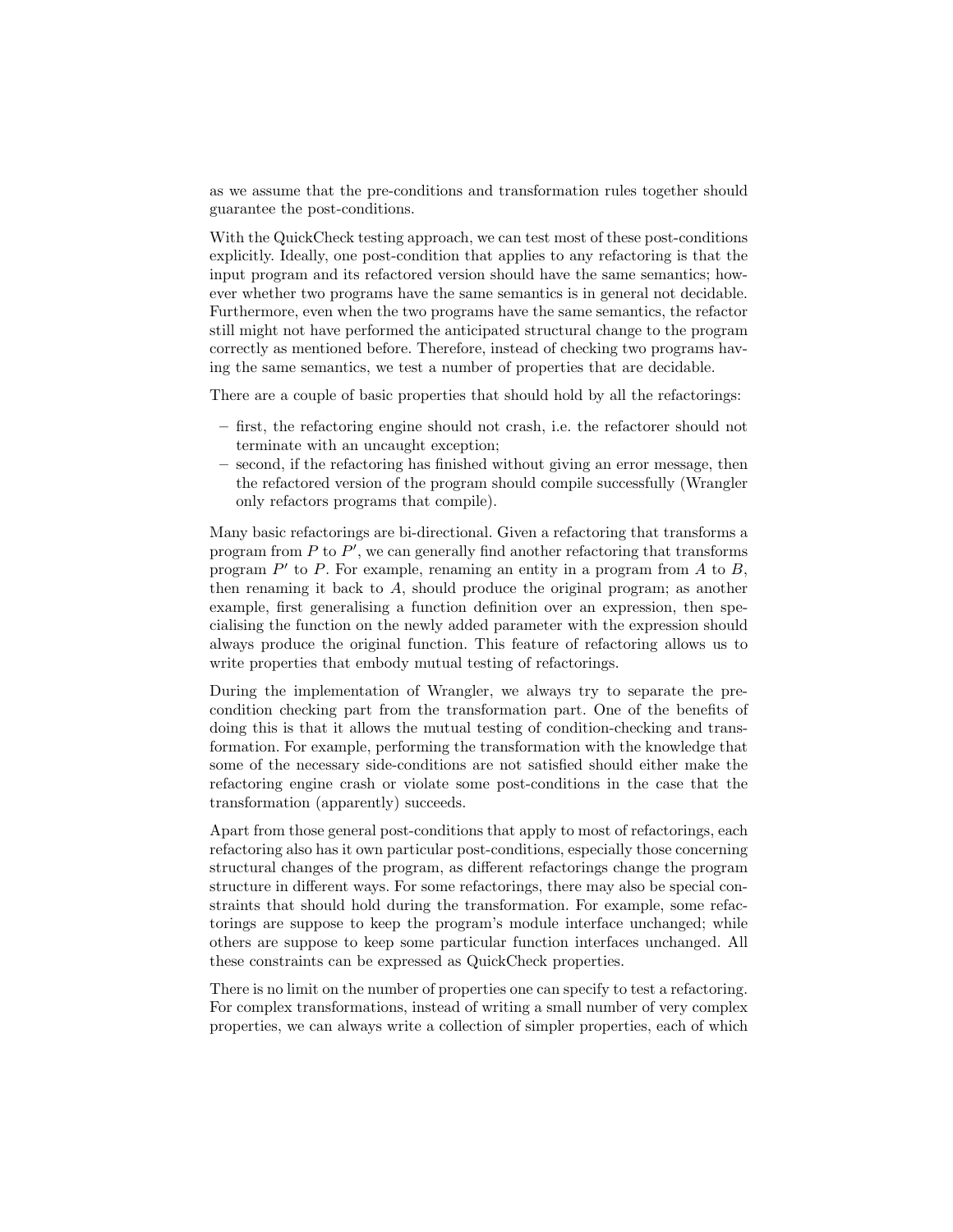as we assume that the pre-conditions and transformation rules together should guarantee the post-conditions.

With the QuickCheck testing approach, we can test most of these post-conditions explicitly. Ideally, one post-condition that applies to any refactoring is that the input program and its refactored version should have the same semantics; however whether two programs have the same semantics is in general not decidable. Furthermore, even when the two programs have the same semantics, the refactor still might not have performed the anticipated structural change to the program correctly as mentioned before. Therefore, instead of checking two programs having the same semantics, we test a number of properties that are decidable.

There are a couple of basic properties that should hold by all the refactorings:

- first, the refactoring engine should not crash, i.e. the refactorer should not terminate with an uncaught exception;
- second, if the refactoring has finished without giving an error message, then the refactored version of the program should compile successfully (Wrangler only refactors programs that compile).

Many basic refactorings are bi-directional. Given a refactoring that transforms a program from $P$ to $P'$, we can generally find another refactoring that transforms program $P'$ to $P$. For example, renaming an entity in a program from $A$ to $B$, then renaming it back to $A$, should produce the original program; as another example, first generalising a function definition over an expression, then specialising the function on the newly added parameter with the expression should always produce the original function. This feature of refactoring allows us to write properties that embody mutual testing of refactorings.

During the implementation of Wrangler, we always try to separate the pre-condition checking part from the transformation part. One of the benefits of doing this is that it allows the mutual testing of condition-checking and transformation. For example, performing the transformation with the knowledge that some of the necessary side-conditions are not satisfied should either make the refactoring engine crash or violate some post-conditions in the case that the transformation (apparently) succeeds.

Apart from those general post-conditions that apply to most of refactorings, each refactoring also has it own particular post-conditions, especially those concerning structural changes of the program, as different refactorings change the program structure in different ways. For some refactorings, there may also be special constraints that should hold during the transformation. For example, some refactorings are suppose to keep the program's module interface unchanged; while others are suppose to keep some particular function interfaces unchanged. All these constraints can be expressed as QuickCheck properties.

There is no limit on the number of properties one can specify to test a refactoring. For complex transformations, instead of writing a small number of very complex properties, we can always write a collection of simpler properties, each of which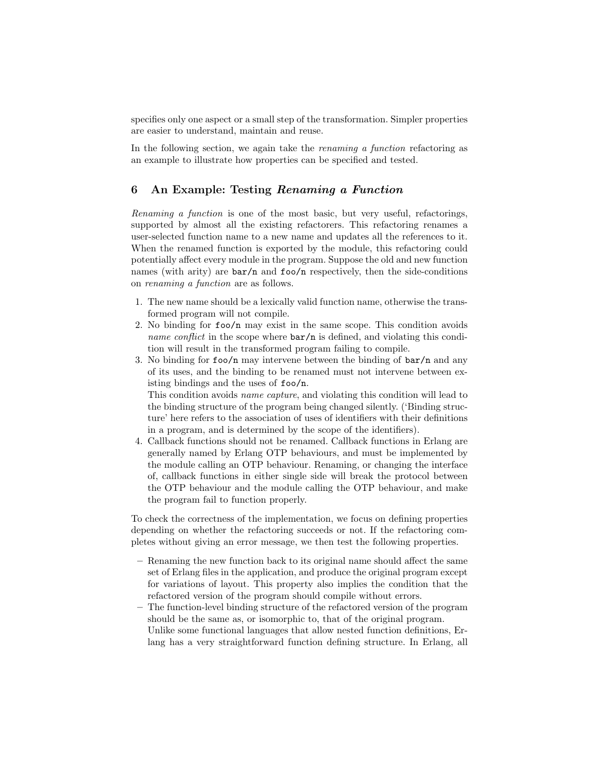specifies only one aspect or a small step of the transformation. Simpler properties are easier to understand, maintain and reuse.

In the following section, we again take the *renaming a function* refactoring as an example to illustrate how properties can be specified and tested.

## 6 An Example: Testing *Renaming a Function*

*Renaming a function* is one of the most basic, but very useful, refactorings, supported by almost all the existing refactorers. This refactoring renames a user-selected function name to a new name and updates all the references to it. When the renamed function is exported by the module, this refactoring could potentially affect every module in the program. Suppose the old and new function names (with arity) are `bar/n` and `foo/n` respectively, then the side-conditions on *renaming a function* are as follows.

1. The new name should be a lexically valid function name, otherwise the transformed program will not compile.
2. No binding for `foo/n` may exist in the same scope. This condition avoids *name conflict* in the scope where `bar/n` is defined, and violating this condition will result in the transformed program failing to compile.
3. No binding for `foo/n` may intervene between the binding of `bar/n` and any of its uses, and the binding to be renamed must not intervene between existing bindings and the uses of `foo/n`.
   This condition avoids *name capture*, and violating this condition will lead to the binding structure of the program being changed silently. ('Binding structure' here refers to the association of uses of identifiers with their definitions in a program, and is determined by the scope of the identifiers).
4. Callback functions should not be renamed. Callback functions in Erlang are generally named by Erlang OTP behaviours, and must be implemented by the module calling an OTP behaviour. Renaming, or changing the interface of, callback functions in either single side will break the protocol between the OTP behaviour and the module calling the OTP behaviour, and make the program fail to function properly.

To check the correctness of the implementation, we focus on defining properties depending on whether the refactoring succeeds or not. If the refactoring completes without giving an error message, we then test the following properties.

- Renaming the new function back to its original name should affect the same set of Erlang files in the application, and produce the original program except for variations of layout. This property also implies the condition that the refactored version of the program should compile without errors.
- The function-level binding structure of the refactored version of the program should be the same as, or isomorphic to, that of the original program.
  Unlike some functional languages that allow nested function definitions, Erlang has a very straightforward function defining structure. In Erlang, all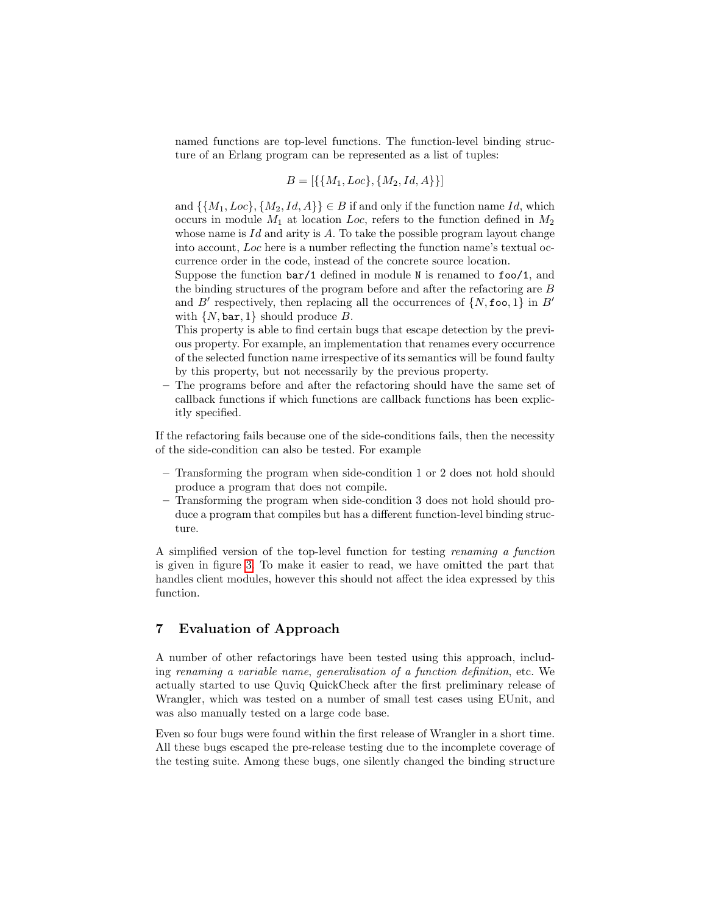named functions are top-level functions. The function-level binding structure of an Erlang program can be represented as a list of tuples:

$$B = [\{\{M_1, Loc\}, \{M_2, Id, A\}\}]$$

and $\{\{M_1, Loc\}, \{M_2, Id, A\}\} \in B$ if and only if the function name $Id$, which occurs in module $M_1$ at location $Loc$, refers to the function defined in $M_2$ whose name is $Id$ and arity is $A$. To take the possible program layout change into account, $Loc$ here is a number reflecting the function name's textual occurrence order in the code, instead of the concrete source location.
Suppose the function `bar/1` defined in module `N` is renamed to `foo/1`, and the binding structures of the program before and after the refactoring are $B$ and $B'$ respectively, then replacing all the occurrences of $\{N, \texttt{foo}, 1\}$ in $B'$ with $\{N, \texttt{bar}, 1\}$ should produce $B$.
This property is able to find certain bugs that escape detection by the previous property. For example, an implementation that renames every occurrence of the selected function name irrespective of its semantics will be found faulty by this property, but not necessarily by the previous property.

– The programs before and after the refactoring should have the same set of callback functions if which functions are callback functions has been explicitly specified.

If the refactoring fails because one of the side-conditions fails, then the necessity of the side-condition can also be tested. For example

– Transforming the program when side-condition 1 or 2 does not hold should produce a program that does not compile.
– Transforming the program when side-condition 3 does not hold should produce a program that compiles but has a different function-level binding structure.

A simplified version of the top-level function for testing *renaming a function* is given in figure 3. To make it easier to read, we have omitted the part that handles client modules, however this should not affect the idea expressed by this function.

## 7 Evaluation of Approach

A number of other refactorings have been tested using this approach, including *renaming a variable name*, *generalisation of a function definition*, etc. We actually started to use Quviq QuickCheck after the first preliminary release of Wrangler, which was tested on a number of small test cases using EUnit, and was also manually tested on a large code base.

Even so four bugs were found within the first release of Wrangler in a short time. All these bugs escaped the pre-release testing due to the incomplete coverage of the testing suite. Among these bugs, one silently changed the binding structure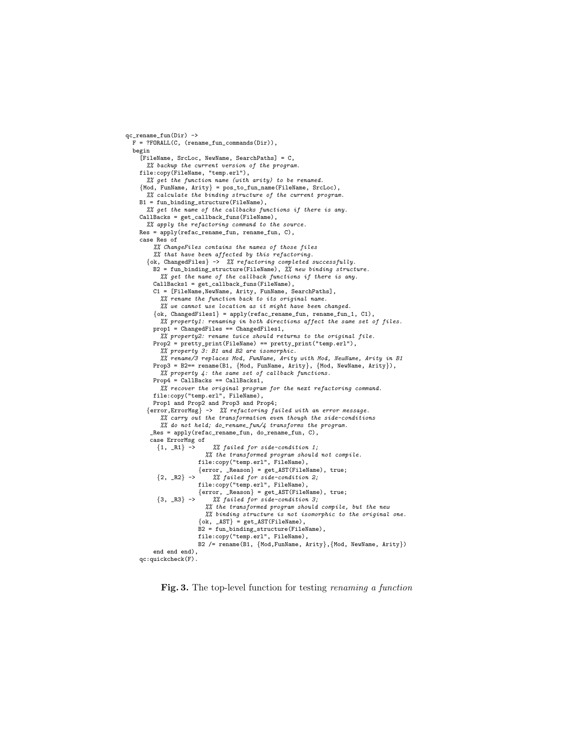```
qc_rename_fun(Dir) ->
  F = ?FORALL(C, (rename_fun_commands(Dir)),
  begin
    [FileName, SrcLoc, NewName, SearchPaths] = C,
      %% backup the current version of the program.
    file:copy(FileName, "temp.erl"),
      %% get the function name (with arity) to be renamed.
    {Mod, FunName, Arity} = pos_to_fun_name(FileName, SrcLoc),
      %% calculate the binding structure of the current program.
    B1 = fun_binding_structure(FileName),
      %% get the name of the callbacks functions if there is any.
    CallBacks = get_callback_funs(FileName),
      %% apply the refactoring command to the source.
    Res = apply(refac_rename_fun, rename_fun, C),
    case Res of
        %% ChangeFiles contains the names of those files
        %% that have been affected by this refactoring.
      {ok, ChangedFiles} ->  %% refactoring completed successfully.
        B2 = fun_binding_structure(FileName), %% new binding structure.
          %% get the name of the callback functions if there is any.
        CallBacks1 = get_callback_funs(FileName),
        C1 = [FileName,NewName, Arity, FunName, SearchPaths],
          %% rename the function back to its original name.
          %% we cannot use location as it might have been changed.
        {ok, ChangedFiles1} = apply(refac_rename_fun, rename_fun_1, C1),
          %% property1: renaming in both directions affect the same set of files.
        prop1 = ChangedFiles == ChangedFiles1,
          %% property2: rename twice should returns to the original file.
        Prop2 = pretty_print(FileName) == pretty_print("temp.erl"),
          %% property 3: B1 and B2 are isomorphic.
          %% rename/3 replaces Mod, FunName, Arity with Mod, NewName, Arity in B1
        Prop3 = B2== rename(B1, {Mod, FunName, Arity}, {Mod, NewName, Arity}),
          %% property 4: the same set of callback functions.
        Prop4 = CallBacks == CallBacks1,
          %% recover the original program for the next refactoring command.
        file:copy("temp.erl", FileName),
        Prop1 and Prop2 and Prop3 and Prop4;
      {error,ErrorMsg} ->  %% refactoring failed with an error message.
          %% carry out the transformation even though the side-conditions
          %% do not held; do_rename_fun/4 transforms the program.
       _Res = apply(refac_rename_fun, do_rename_fun, C),
       case ErrorMsg of
         {1, _R1} ->      %% failed for side-condition 1;
                      %% the transformed program should not compile.
                    file:copy("temp.erl", FileName),
                    {error, _Reason} = get_AST(FileName), true;
         {2, _R2} ->      %% failed for side-condition 2;
                    file:copy("temp.erl", FileName),
                    {error, _Reason} = get_AST(FileName), true;
         {3, _R3} ->      %% failed for side-condition 3;
                      %% the transformed program should compile, but the new
                      %% binding structure is not isomorphic to the original one.
                    {ok, _AST} = get_AST(FileName),
                    B2 = fun_binding_structure(FileName),
                    file:copy("temp.erl", FileName),
                    B2 /= rename(B1, {Mod,FunName, Arity},{Mod, NewName, Arity})
        end end end),
    qc:quickcheck(F).
```

**Fig. 3.** The top-level function for testing *renaming a function*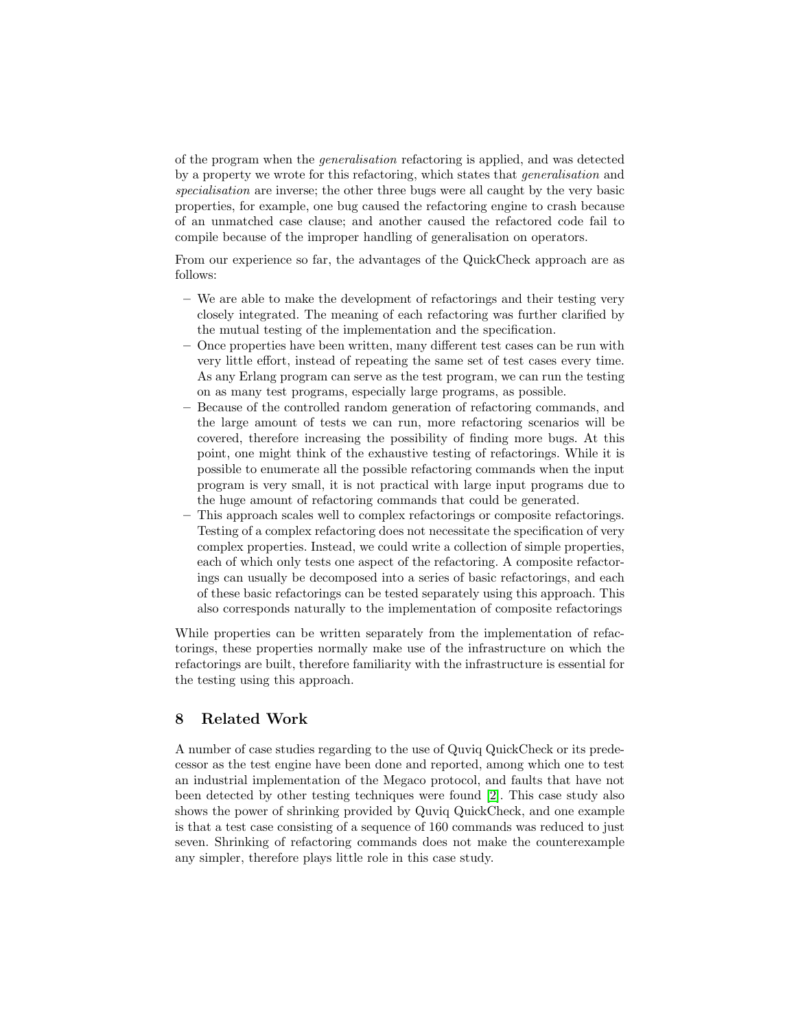of the program when the *generalisation* refactoring is applied, and was detected by a property we wrote for this refactoring, which states that *generalisation* and *specialisation* are inverse; the other three bugs were all caught by the very basic properties, for example, one bug caused the refactoring engine to crash because of an unmatched case clause; and another caused the refactored code fail to compile because of the improper handling of generalisation on operators.

From our experience so far, the advantages of the QuickCheck approach are as follows:

- We are able to make the development of refactorings and their testing very closely integrated. The meaning of each refactoring was further clarified by the mutual testing of the implementation and the specification.
- Once properties have been written, many different test cases can be run with very little effort, instead of repeating the same set of test cases every time. As any Erlang program can serve as the test program, we can run the testing on as many test programs, especially large programs, as possible.
- Because of the controlled random generation of refactoring commands, and the large amount of tests we can run, more refactoring scenarios will be covered, therefore increasing the possibility of finding more bugs. At this point, one might think of the exhaustive testing of refactorings. While it is possible to enumerate all the possible refactoring commands when the input program is very small, it is not practical with large input programs due to the huge amount of refactoring commands that could be generated.
- This approach scales well to complex refactorings or composite refactorings. Testing of a complex refactoring does not necessitate the specification of very complex properties. Instead, we could write a collection of simple properties, each of which only tests one aspect of the refactoring. A composite refactorings can usually be decomposed into a series of basic refactorings, and each of these basic refactorings can be tested separately using this approach. This also corresponds naturally to the implementation of composite refactorings

While properties can be written separately from the implementation of refactorings, these properties normally make use of the infrastructure on which the refactorings are built, therefore familiarity with the infrastructure is essential for the testing using this approach.

## 8 Related Work

A number of case studies regarding to the use of Quviq QuickCheck or its predecessor as the test engine have been done and reported, among which one to test an industrial implementation of the Megaco protocol, and faults that have not been detected by other testing techniques were found [2]. This case study also shows the power of shrinking provided by Quviq QuickCheck, and one example is that a test case consisting of a sequence of 160 commands was reduced to just seven. Shrinking of refactoring commands does not make the counterexample any simpler, therefore plays little role in this case study.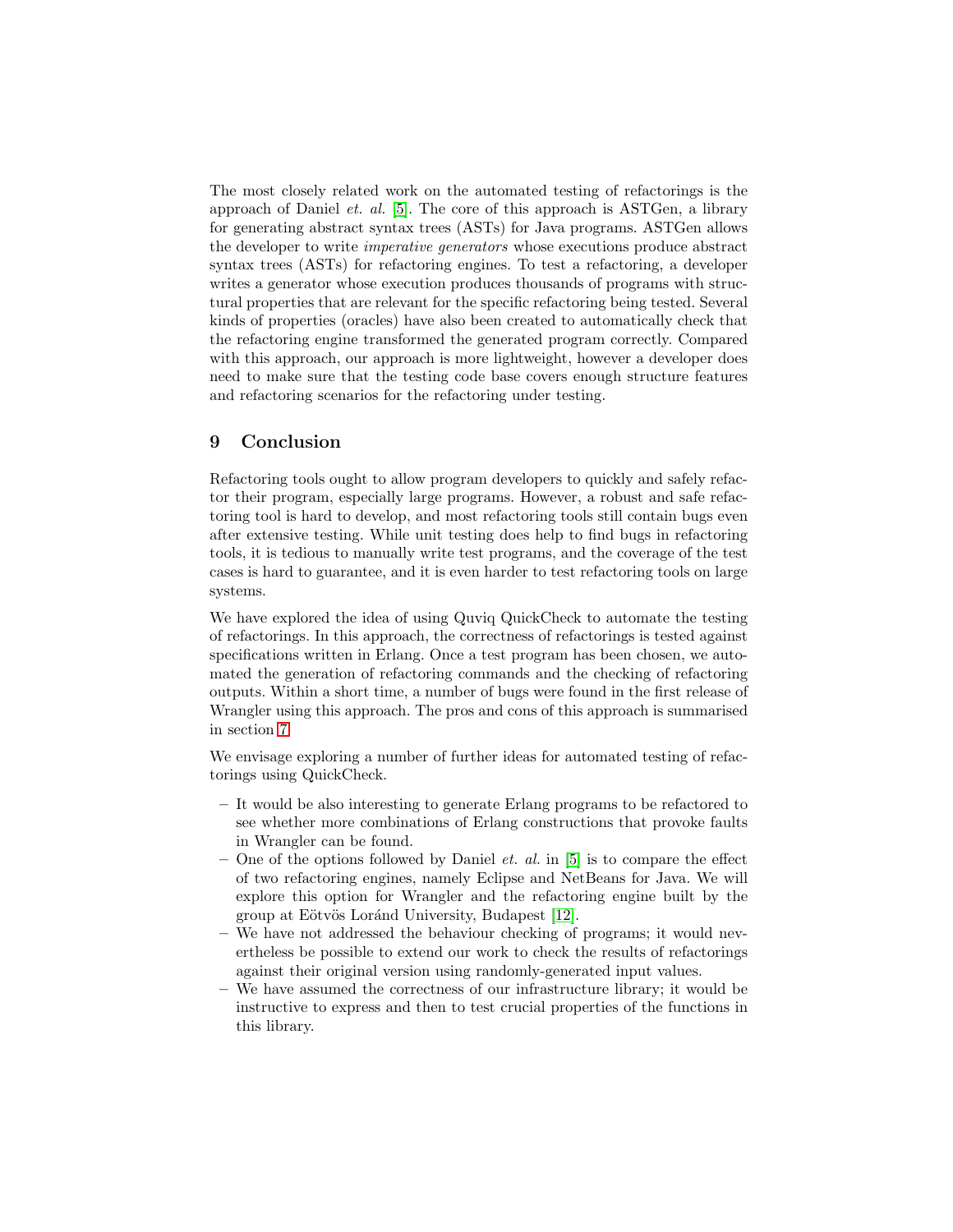The most closely related work on the automated testing of refactorings is the approach of Daniel *et. al.* [5]. The core of this approach is ASTGen, a library for generating abstract syntax trees (ASTs) for Java programs. ASTGen allows the developer to write *imperative generators* whose executions produce abstract syntax trees (ASTs) for refactoring engines. To test a refactoring, a developer writes a generator whose execution produces thousands of programs with structural properties that are relevant for the specific refactoring being tested. Several kinds of properties (oracles) have also been created to automatically check that the refactoring engine transformed the generated program correctly. Compared with this approach, our approach is more lightweight, however a developer does need to make sure that the testing code base covers enough structure features and refactoring scenarios for the refactoring under testing.

## 9 Conclusion

Refactoring tools ought to allow program developers to quickly and safely refactor their program, especially large programs. However, a robust and safe refactoring tool is hard to develop, and most refactoring tools still contain bugs even after extensive testing. While unit testing does help to find bugs in refactoring tools, it is tedious to manually write test programs, and the coverage of the test cases is hard to guarantee, and it is even harder to test refactoring tools on large systems.

We have explored the idea of using Quviq QuickCheck to automate the testing of refactorings. In this approach, the correctness of refactorings is tested against specifications written in Erlang. Once a test program has been chosen, we automated the generation of refactoring commands and the checking of refactoring outputs. Within a short time, a number of bugs were found in the first release of Wrangler using this approach. The pros and cons of this approach is summarised in section 7.

We envisage exploring a number of further ideas for automated testing of refactorings using QuickCheck.

- It would be also interesting to generate Erlang programs to be refactored to see whether more combinations of Erlang constructions that provoke faults in Wrangler can be found.
- One of the options followed by Daniel *et. al.* in [5] is to compare the effect of two refactoring engines, namely Eclipse and NetBeans for Java. We will explore this option for Wrangler and the refactoring engine built by the group at Eötvös Loránd University, Budapest [12].
- We have not addressed the behaviour checking of programs; it would nevertheless be possible to extend our work to check the results of refactorings against their original version using randomly-generated input values.
- We have assumed the correctness of our infrastructure library; it would be instructive to express and then to test crucial properties of the functions in this library.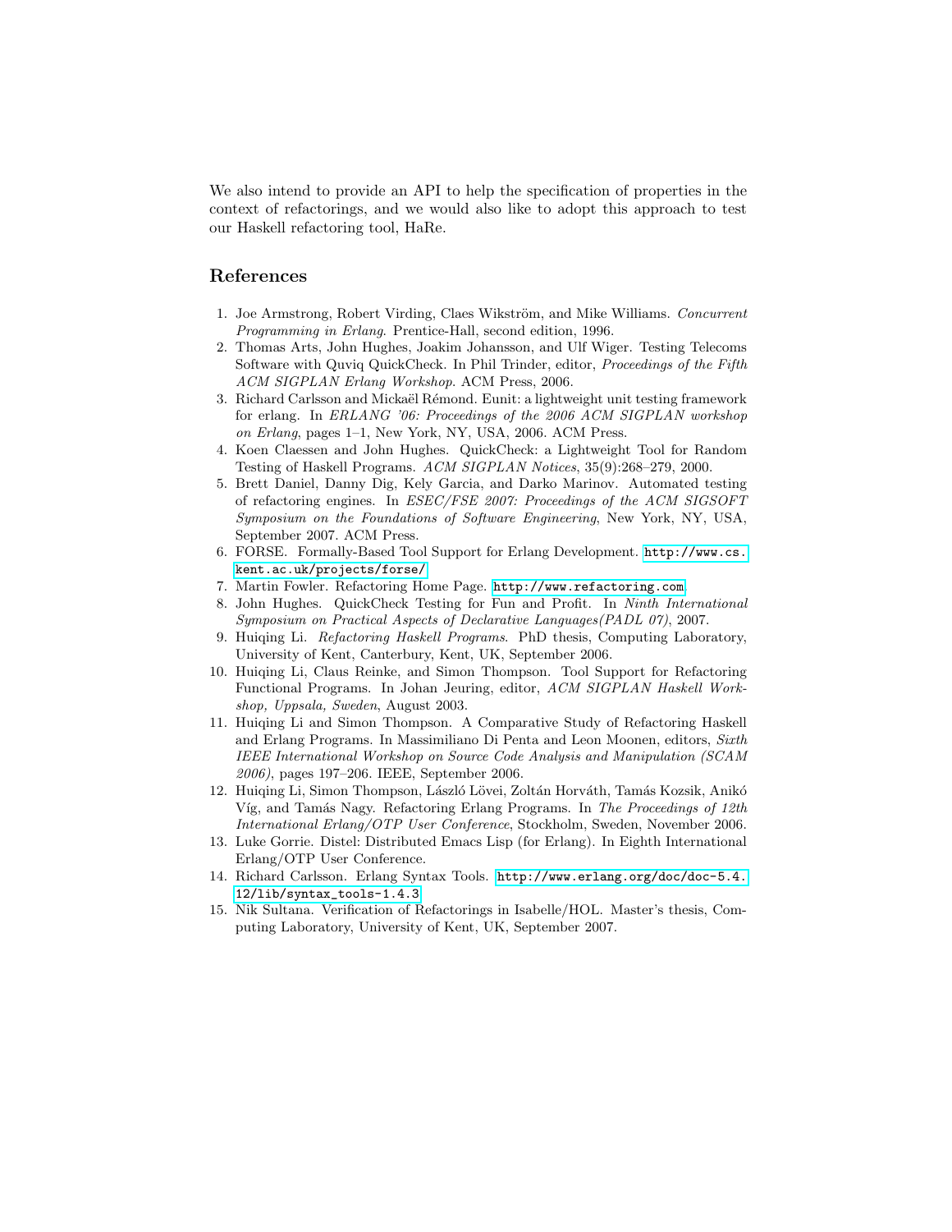We also intend to provide an API to help the specification of properties in the context of refactorings, and we would also like to adopt this approach to test our Haskell refactoring tool, HaRe.

## References

1. Joe Armstrong, Robert Virding, Claes Wikström, and Mike Williams. *Concurrent Programming in Erlang*. Prentice-Hall, second edition, 1996.
2. Thomas Arts, John Hughes, Joakim Johansson, and Ulf Wiger. Testing Telecoms Software with Quviq QuickCheck. In Phil Trinder, editor, *Proceedings of the Fifth ACM SIGPLAN Erlang Workshop*. ACM Press, 2006.
3. Richard Carlsson and Mickaël Rémond. Eunit: a lightweight unit testing framework for erlang. In *ERLANG '06: Proceedings of the 2006 ACM SIGPLAN workshop on Erlang*, pages 1–1, New York, NY, USA, 2006. ACM Press.
4. Koen Claessen and John Hughes. QuickCheck: a Lightweight Tool for Random Testing of Haskell Programs. *ACM SIGPLAN Notices*, 35(9):268–279, 2000.
5. Brett Daniel, Danny Dig, Kely Garcia, and Darko Marinov. Automated testing of refactoring engines. In *ESEC/FSE 2007: Proceedings of the ACM SIGSOFT Symposium on the Foundations of Software Engineering*, New York, NY, USA, September 2007. ACM Press.
6. FORSE. Formally-Based Tool Support for Erlang Development. `http://www.cs.kent.ac.uk/projects/forse/`
7. Martin Fowler. Refactoring Home Page. `http://www.refactoring.com`
8. John Hughes. QuickCheck Testing for Fun and Profit. In *Ninth International Symposium on Practical Aspects of Declarative Languages(PADL 07)*, 2007.
9. Huiqing Li. *Refactoring Haskell Programs*. PhD thesis, Computing Laboratory, University of Kent, Canterbury, Kent, UK, September 2006.
10. Huiqing Li, Claus Reinke, and Simon Thompson. Tool Support for Refactoring Functional Programs. In Johan Jeuring, editor, *ACM SIGPLAN Haskell Workshop, Uppsala, Sweden*, August 2003.
11. Huiqing Li and Simon Thompson. A Comparative Study of Refactoring Haskell and Erlang Programs. In Massimiliano Di Penta and Leon Moonen, editors, *Sixth IEEE International Workshop on Source Code Analysis and Manipulation (SCAM 2006)*, pages 197–206. IEEE, September 2006.
12. Huiqing Li, Simon Thompson, László Lövei, Zoltán Horváth, Tamás Kozsik, Anikó Víg, and Tamás Nagy. Refactoring Erlang Programs. In *The Proceedings of 12th International Erlang/OTP User Conference*, Stockholm, Sweden, November 2006.
13. Luke Gorrie. Distel: Distributed Emacs Lisp (for Erlang). In Eighth International Erlang/OTP User Conference.
14. Richard Carlsson. Erlang Syntax Tools. `http://www.erlang.org/doc/doc-5.4.12/lib/syntax_tools-1.4.3`
15. Nik Sultana. Verification of Refactorings in Isabelle/HOL. Master's thesis, Computing Laboratory, University of Kent, UK, September 2007.